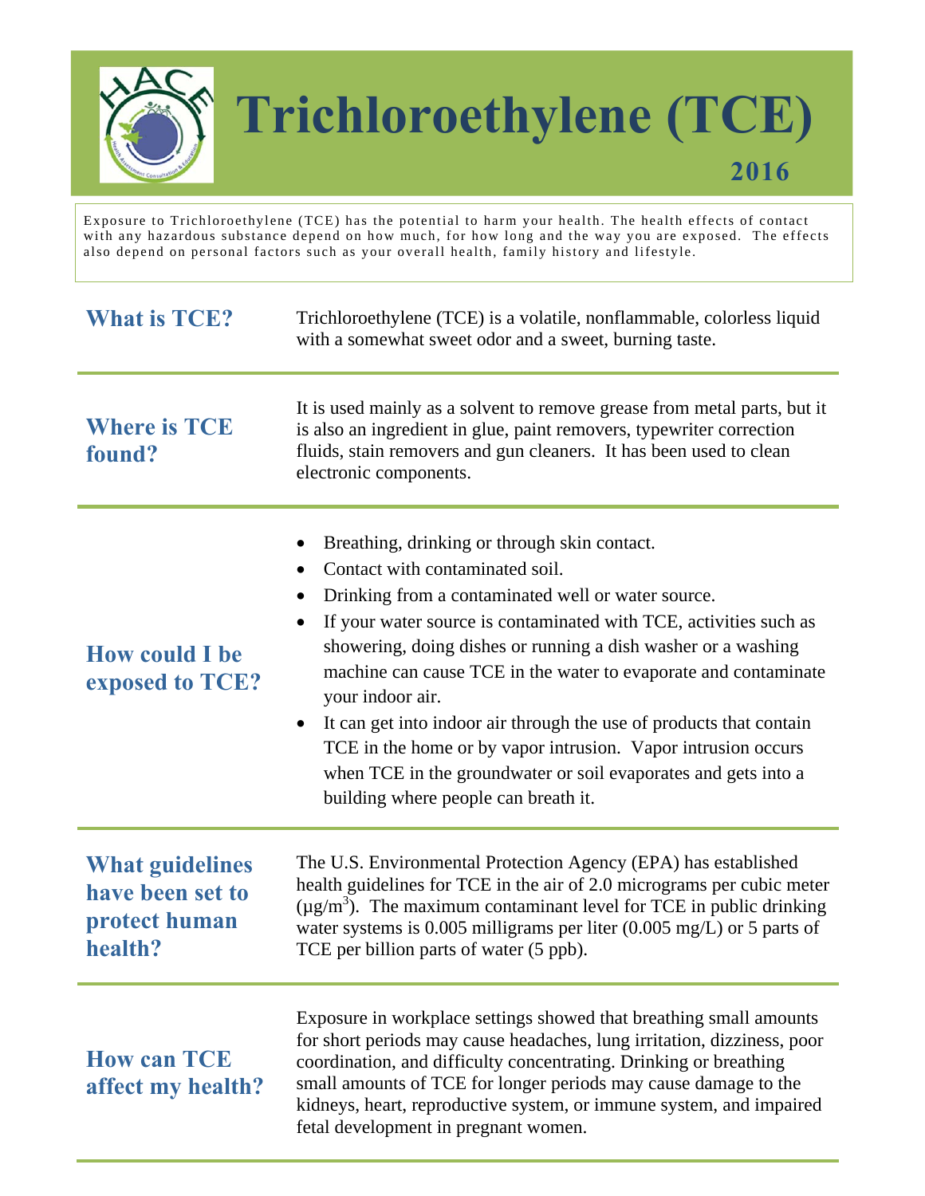# Trichloroethylene (TCE)

**2016**

Exposure to Trichloroethylene (TCE) has the potential to harm your health. The health effects of contact with any hazardous substance depend on how much, for how long and the way you are exposed. The effects also depend on personal factors such as your overall health, family history and lifestyle.

## What is TCE?

Trichloroethylene (TCE) is a volatile, nonflammable, colorless liquid with a somewhat sweet odor and a sweet, burning taste.

## Where is TCE found?

It is used mainly as a solvent to remove grease from metal parts, but it is also an ingredient in glue, paint removers, typewriter correction fluids, stain removers and gun cleaners. It has been used to clean electronic components.

## How could I be exposed to TCE?

- Breathing, drinking or through skin contact.
- Contact with contaminated soil.
- Drinking from a contaminated well or water source.
- If your water source is contaminated with TCE, activities such as showering, doing dishes or running a dish washer or a washing machine can cause TCE in the water to evaporate and contaminate your indoor air.
- It can get into indoor air through the use of products that contain TCE in the home or by vapor intrusion. Vapor intrusion occurs when TCE in the groundwater or soil evaporates and gets into a building where people can breath it.

## What guidelines have been set to protect human health?

The U.S. Environmental Protection Agency (EPA) has established health guidelines for TCE in the air of 2.0 micrograms per cubic meter ($\mu g/m^3$). The maximum contaminant level for TCE in public drinking water systems is 0.005 milligrams per liter (0.005 mg/L) or 5 parts of TCE per billion parts of water (5 ppb).

## How can TCE affect my health?

Exposure in workplace settings showed that breathing small amounts for short periods may cause headaches, lung irritation, dizziness, poor coordination, and difficulty concentrating. Drinking or breathing small amounts of TCE for longer periods may cause damage to the kidneys, heart, reproductive system, or immune system, and impaired fetal development in pregnant women.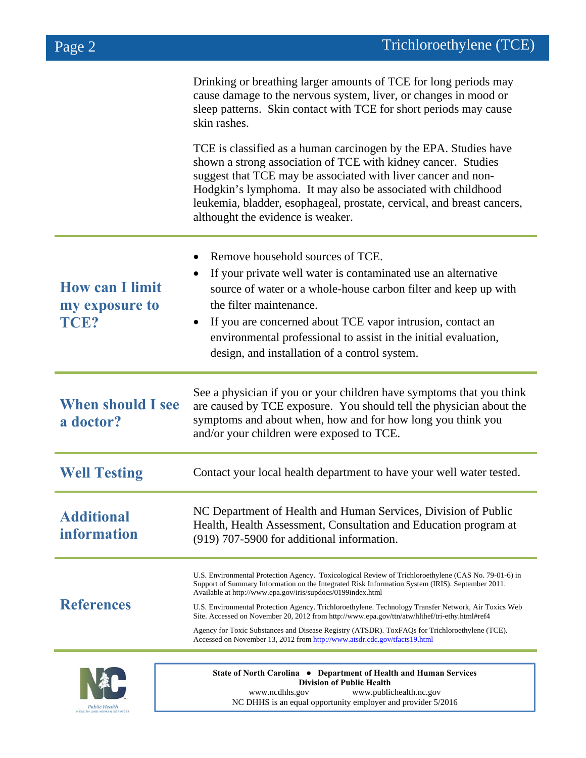Drinking or breathing larger amounts of TCE for long periods may cause damage to the nervous system, liver, or changes in mood or sleep patterns. Skin contact with TCE for short periods may cause skin rashes.

TCE is classified as a human carcinogen by the EPA. Studies have shown a strong association of TCE with kidney cancer. Studies suggest that TCE may be associated with liver cancer and non-Hodgkin's lymphoma. It may also be associated with childhood leukemia, bladder, esophageal, prostate, cervical, and breast cancers, althought the evidence is weaker.

## How can I limit my exposure to TCE?

- Remove household sources of TCE.
- If your private well water is contaminated use an alternative source of water or a whole-house carbon filter and keep up with the filter maintenance.
- If you are concerned about TCE vapor intrusion, contact an environmental professional to assist in the initial evaluation, design, and installation of a control system.

## When should I see a doctor?

See a physician if you or your children have symptoms that you think are caused by TCE exposure. You should tell the physician about the symptoms and about when, how and for how long you think you and/or your children were exposed to TCE.

## Well Testing

Contact your local health department to have your well water tested.

## Additional information

NC Department of Health and Human Services, Division of Public Health, Health Assessment, Consultation and Education program at (919) 707-5900 for additional information.

## References

U.S. Environmental Protection Agency. Toxicological Review of Trichloroethylene (CAS No. 79-01-6) in Support of Summary Information on the Integrated Risk Information System (IRIS). September 2011. Available at http://www.epa.gov/iris/supdocs/0199index.html

U.S. Environmental Protection Agency. Trichloroethylene. Technology Transfer Network, Air Toxics Web Site. Accessed on November 20, 2012 from http://www.epa.gov/ttn/atw/hlthef/tri-ethy.html#ref4

Agency for Toxic Substances and Disease Registry (ATSDR). ToxFAQs for Trichloroethylene (TCE). Accessed on November 13, 2012 from http://www.atsdr.cdc.gov/tfacts19.html

NC Public Health
HEALTH AND HUMAN SERVICES

**State of North Carolina • Department of Health and Human Services**
**Division of Public Health**
www.ncdhhs.gov www.publichealth.nc.gov
NC DHHS is an equal opportunity employer and provider 5/2016